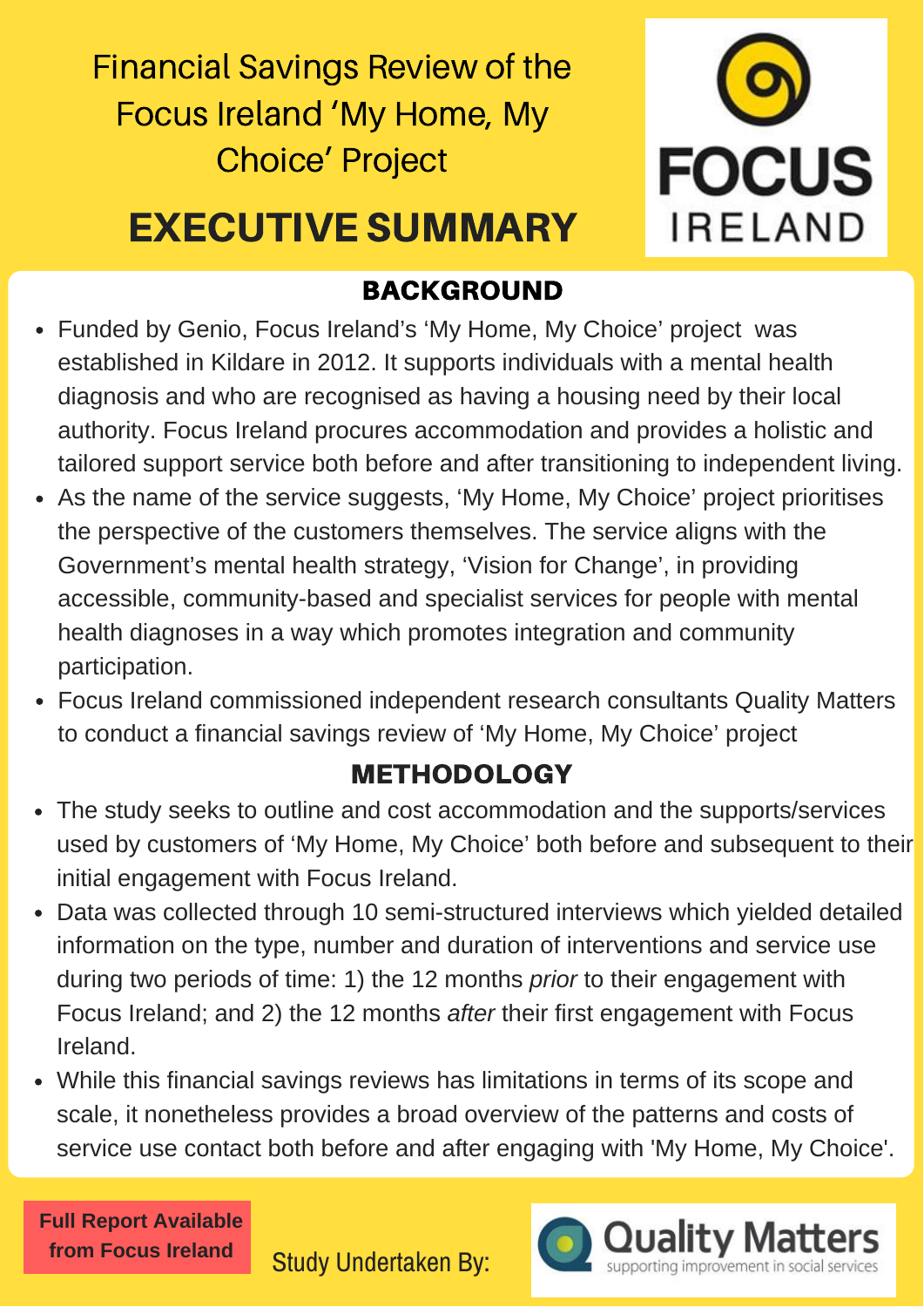# Financial Savings Review of the Focus Ireland 'My Home, My Choice' Project

FOCUS IRELAND

## EXECUTIVE SUMMARY

### BACKGROUND

- Funded by Genio, Focus Ireland's 'My Home, My Choice' project was established in Kildare in 2012. It supports individuals with a mental health diagnosis and who are recognised as having a housing need by their local authority. Focus Ireland procures accommodation and provides a holistic and tailored support service both before and after transitioning to independent living.
- As the name of the service suggests, 'My Home, My Choice' project prioritises the perspective of the customers themselves. The service aligns with the Government's mental health strategy, 'Vision for Change', in providing accessible, community-based and specialist services for people with mental health diagnoses in a way which promotes integration and community participation.
- Focus Ireland commissioned independent research consultants Quality Matters to conduct a financial savings review of 'My Home, My Choice' project

### METHODOLOGY

- The study seeks to outline and cost accommodation and the supports/services used by customers of 'My Home, My Choice' both before and subsequent to their initial engagement with Focus Ireland.
- Data was collected through 10 semi-structured interviews which yielded detailed information on the type, number and duration of interventions and service use during two periods of time: 1) the 12 months *prior* to their engagement with Focus Ireland; and 2) the 12 months *after* their first engagement with Focus Ireland.
- While this financial savings reviews has limitations in terms of its scope and scale, it nonetheless provides a broad overview of the patterns and costs of service use contact both before and after engaging with 'My Home, My Choice'.

**Full Report Available from Focus Ireland**

Study Undertaken By:

Quality Matters
supporting improvement in social services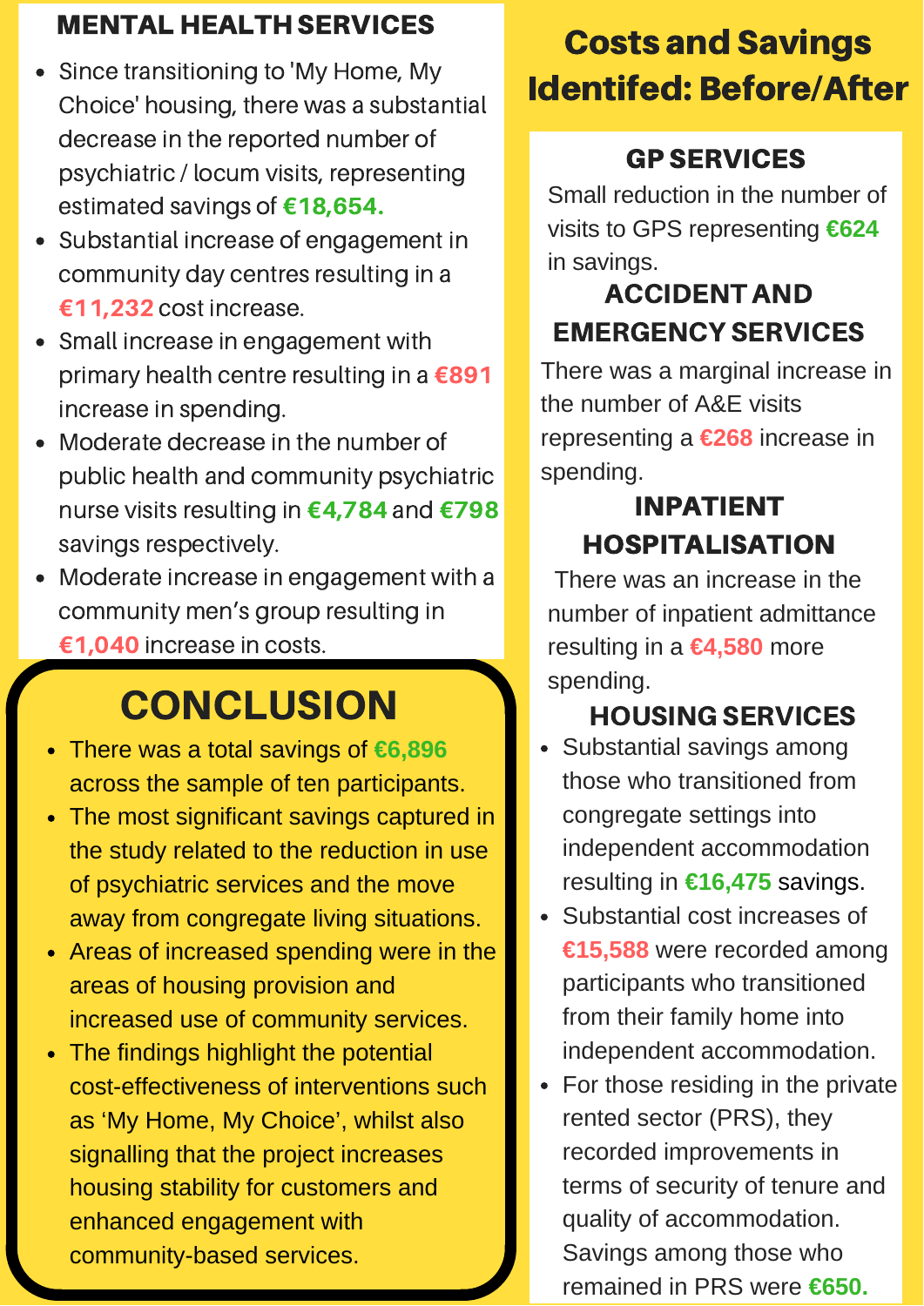## MENTAL HEALTH SERVICES

- Since transitioning to 'My Home, My Choice' housing, there was a substantial decrease in the reported number of psychiatric / locum visits, representing estimated savings of **€18,654.**
- Substantial increase of engagement in community day centres resulting in a **€11,232** cost increase.
- Small increase in engagement with primary health centre resulting in a **€891** increase in spending.
- Moderate decrease in the number of public health and community psychiatric nurse visits resulting in **€4,784** and **€798** savings respectively.
- Moderate increase in engagement with a community men's group resulting in **€1,040** increase in costs.

## CONCLUSION

- There was a total savings of **€6,896** across the sample of ten participants.
- The most significant savings captured in the study related to the reduction in use of psychiatric services and the move away from congregate living situations.
- Areas of increased spending were in the areas of housing provision and increased use of community services.
- The findings highlight the potential cost-effectiveness of interventions such as 'My Home, My Choice', whilst also signalling that the project increases housing stability for customers and enhanced engagement with community-based services.

# Costs and Savings Identifed: Before/After

## GP SERVICES

Small reduction in the number of visits to GPS representing **€624** in savings.

## ACCIDENT AND EMERGENCY SERVICES

There was a marginal increase in the number of A&E visits representing a **€268** increase in spending.

## INPATIENT HOSPITALISATION

There was an increase in the number of inpatient admittance resulting in a **€4,580** more spending.

## HOUSING SERVICES

- Substantial savings among those who transitioned from congregate settings into independent accommodation resulting in **€16,475** savings.
- Substantial cost increases of **€15,588** were recorded among participants who transitioned from their family home into independent accommodation.
- For those residing in the private rented sector (PRS), they recorded improvements in terms of security of tenure and quality of accommodation. Savings among those who remained in PRS were **€650.**